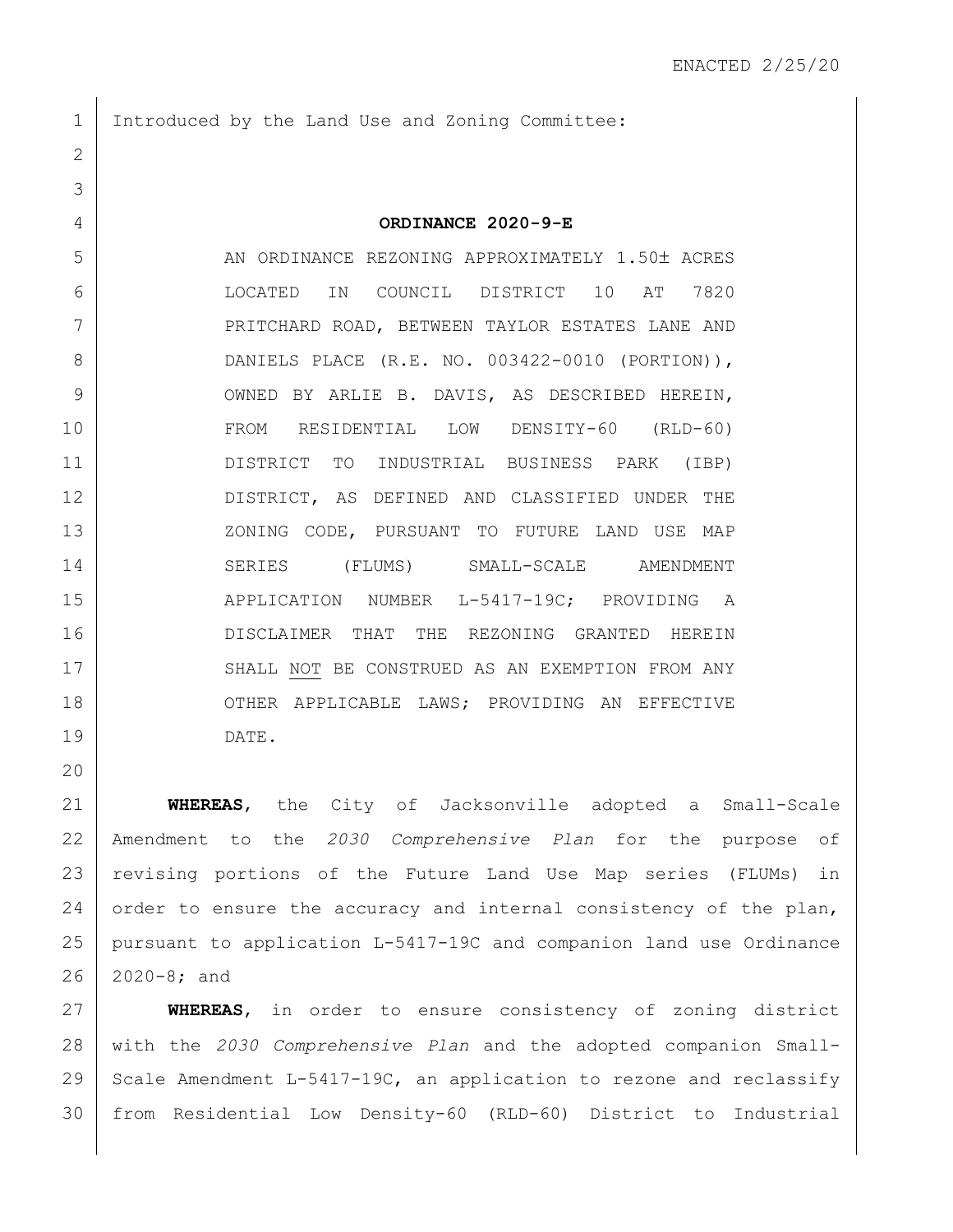ENACTED 2/25/20

Introduced by the Land Use and Zoning Committee:

**ORDINANCE 2020-9-E**

AN ORDINANCE REZONING APPROXIMATELY 1.50± ACRES LOCATED IN COUNCIL DISTRICT 10 AT 7820 PRITCHARD ROAD, BETWEEN TAYLOR ESTATES LANE AND DANIELS PLACE (R.E. NO. 003422-0010 (PORTION)), OWNED BY ARLIE B. DAVIS, AS DESCRIBED HEREIN, FROM RESIDENTIAL LOW DENSITY-60 (RLD-60) DISTRICT TO INDUSTRIAL BUSINESS PARK (IBP) DISTRICT, AS DEFINED AND CLASSIFIED UNDER THE ZONING CODE, PURSUANT TO FUTURE LAND USE MAP SERIES (FLUMS) SMALL-SCALE AMENDMENT APPLICATION NUMBER L-5417-19C; PROVIDING A DISCLAIMER THAT THE REZONING GRANTED HEREIN SHALL NOT BE CONSTRUED AS AN EXEMPTION FROM ANY OTHER APPLICABLE LAWS; PROVIDING AN EFFECTIVE DATE.

**WHEREAS**, the City of Jacksonville adopted a Small-Scale Amendment to the *2030 Comprehensive Plan* for the purpose of revising portions of the Future Land Use Map series (FLUMs) in order to ensure the accuracy and internal consistency of the plan, pursuant to application L-5417-19C and companion land use Ordinance 2020-8; and

**WHEREAS**, in order to ensure consistency of zoning district with the *2030 Comprehensive Plan* and the adopted companion Small-Scale Amendment L-5417-19C, an application to rezone and reclassify from Residential Low Density-60 (RLD-60) District to Industrial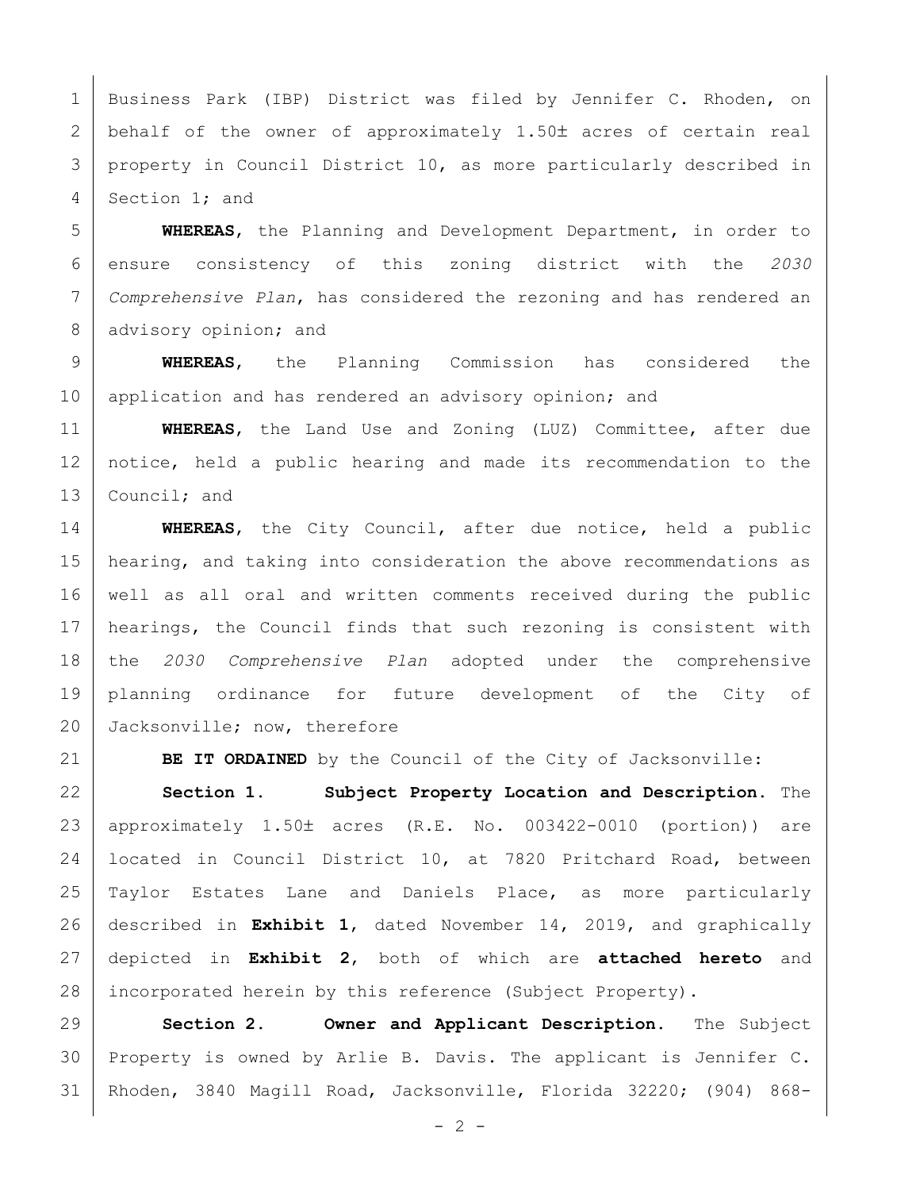Business Park (IBP) District was filed by Jennifer C. Rhoden, on behalf of the owner of approximately 1.50± acres of certain real property in Council District 10, as more particularly described in Section 1; and

**WHEREAS**, the Planning and Development Department, in order to ensure consistency of this zoning district with the *2030 Comprehensive Plan*, has considered the rezoning and has rendered an advisory opinion; and

**WHEREAS**, the Planning Commission has considered the application and has rendered an advisory opinion; and

**WHEREAS**, the Land Use and Zoning (LUZ) Committee, after due notice, held a public hearing and made its recommendation to the Council; and

**WHEREAS**, the City Council, after due notice, held a public hearing, and taking into consideration the above recommendations as well as all oral and written comments received during the public hearings, the Council finds that such rezoning is consistent with the *2030 Comprehensive Plan* adopted under the comprehensive planning ordinance for future development of the City of Jacksonville; now, therefore

**BE IT ORDAINED** by the Council of the City of Jacksonville:

**Section 1. Subject Property Location and Description.** The approximately 1.50± acres (R.E. No. 003422-0010 (portion)) are located in Council District 10, at 7820 Pritchard Road, between Taylor Estates Lane and Daniels Place, as more particularly described in **Exhibit 1**, dated November 14, 2019, and graphically depicted in **Exhibit 2**, both of which are **attached hereto** and incorporated herein by this reference (Subject Property).

**Section 2. Owner and Applicant Description.** The Subject Property is owned by Arlie B. Davis. The applicant is Jennifer C. Rhoden, 3840 Magill Road, Jacksonville, Florida 32220; (904) 868-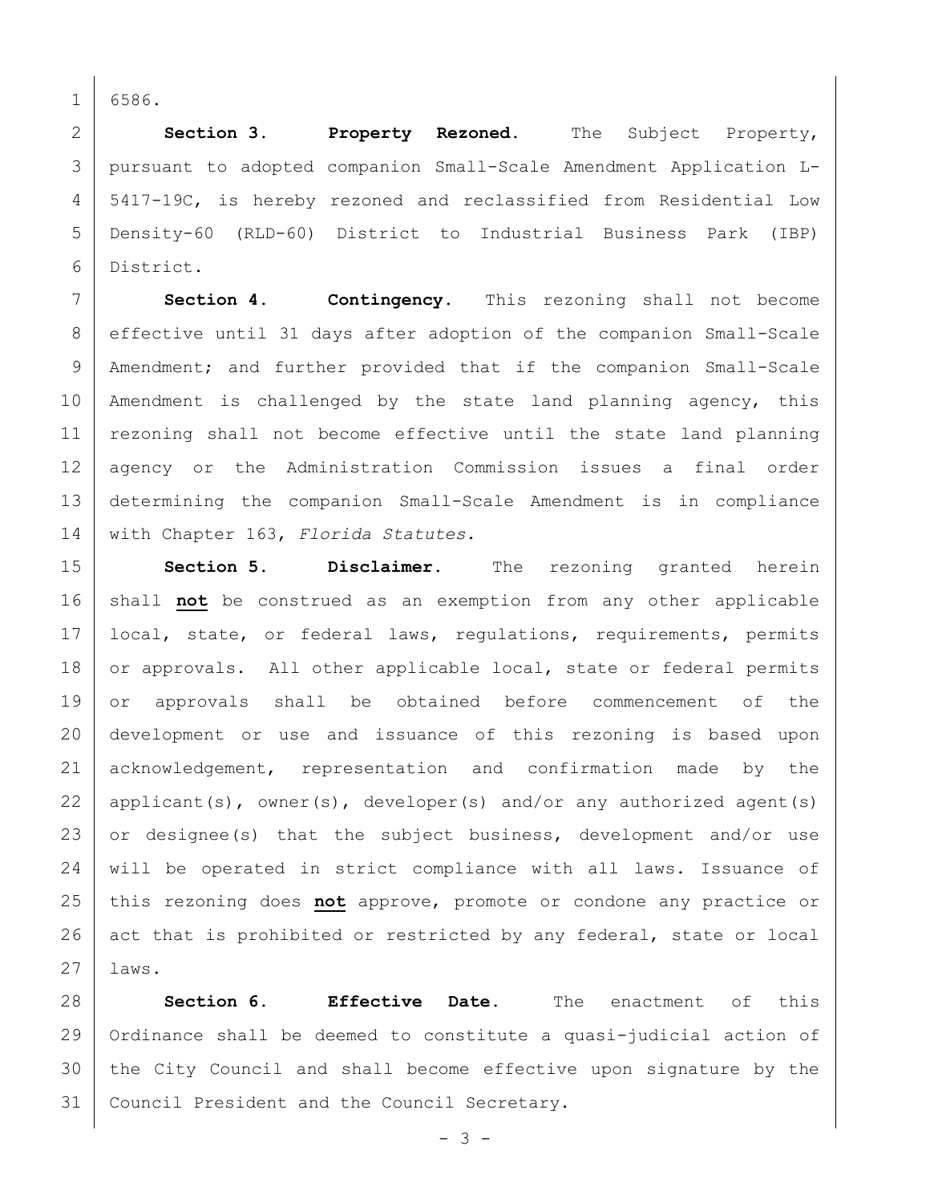6586.

**Section 3. Property Rezoned.** The Subject Property, pursuant to adopted companion Small-Scale Amendment Application L-5417-19C, is hereby rezoned and reclassified from Residential Low Density-60 (RLD-60) District to Industrial Business Park (IBP) District.

**Section 4. Contingency.** This rezoning shall not become effective until 31 days after adoption of the companion Small-Scale Amendment; and further provided that if the companion Small-Scale Amendment is challenged by the state land planning agency, this rezoning shall not become effective until the state land planning agency or the Administration Commission issues a final order determining the companion Small-Scale Amendment is in compliance with Chapter 163, *Florida Statutes.*

**Section 5. Disclaimer.** The rezoning granted herein shall **not** be construed as an exemption from any other applicable local, state, or federal laws, regulations, requirements, permits or approvals. All other applicable local, state or federal permits or approvals shall be obtained before commencement of the development or use and issuance of this rezoning is based upon acknowledgement, representation and confirmation made by the applicant(s), owner(s), developer(s) and/or any authorized agent(s) or designee(s) that the subject business, development and/or use will be operated in strict compliance with all laws. Issuance of this rezoning does **not** approve, promote or condone any practice or act that is prohibited or restricted by any federal, state or local laws.

**Section 6. Effective Date.** The enactment of this Ordinance shall be deemed to constitute a quasi-judicial action of the City Council and shall become effective upon signature by the Council President and the Council Secretary.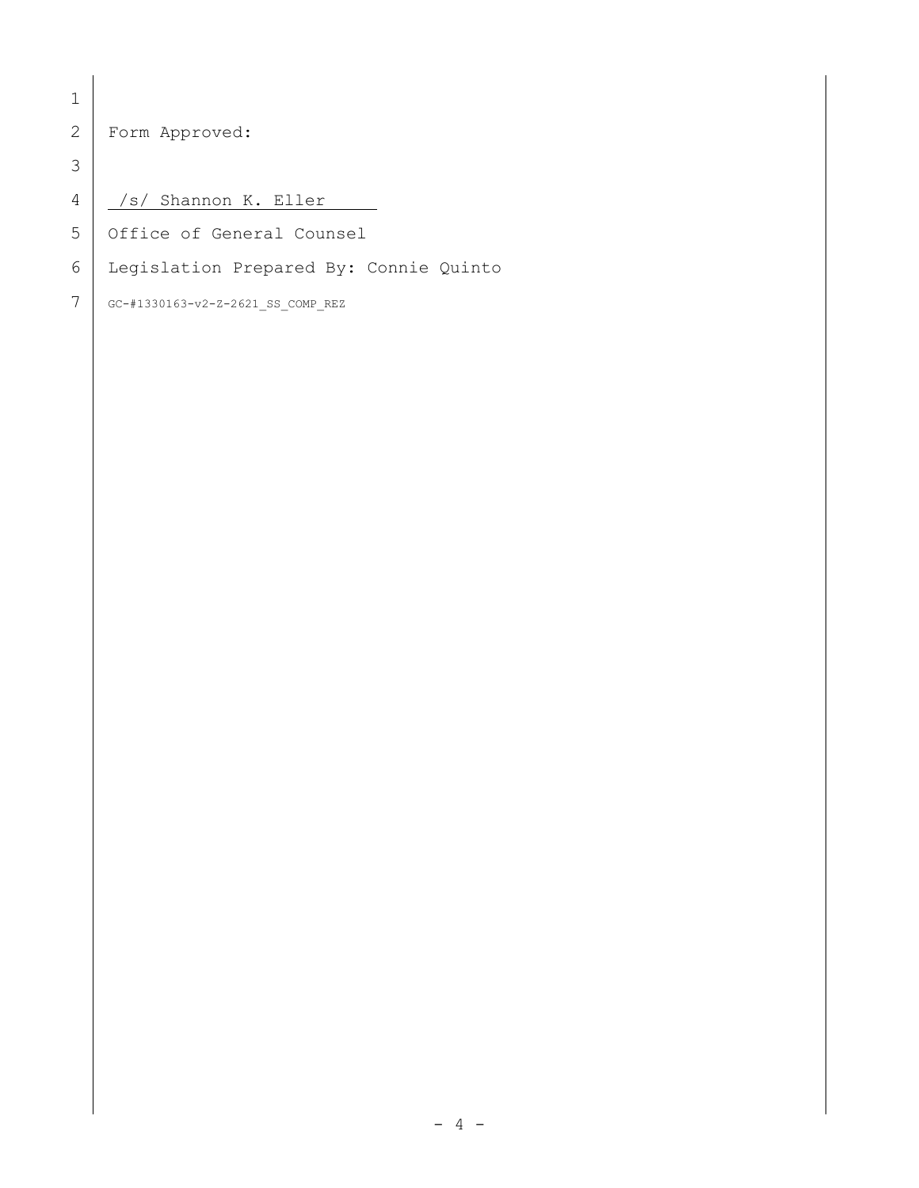Form Approved:

/s/ Shannon K. Eller

Office of General Counsel

Legislation Prepared By: Connie Quinto

GC-#1330163-v2-Z-2621_SS_COMP_REZ